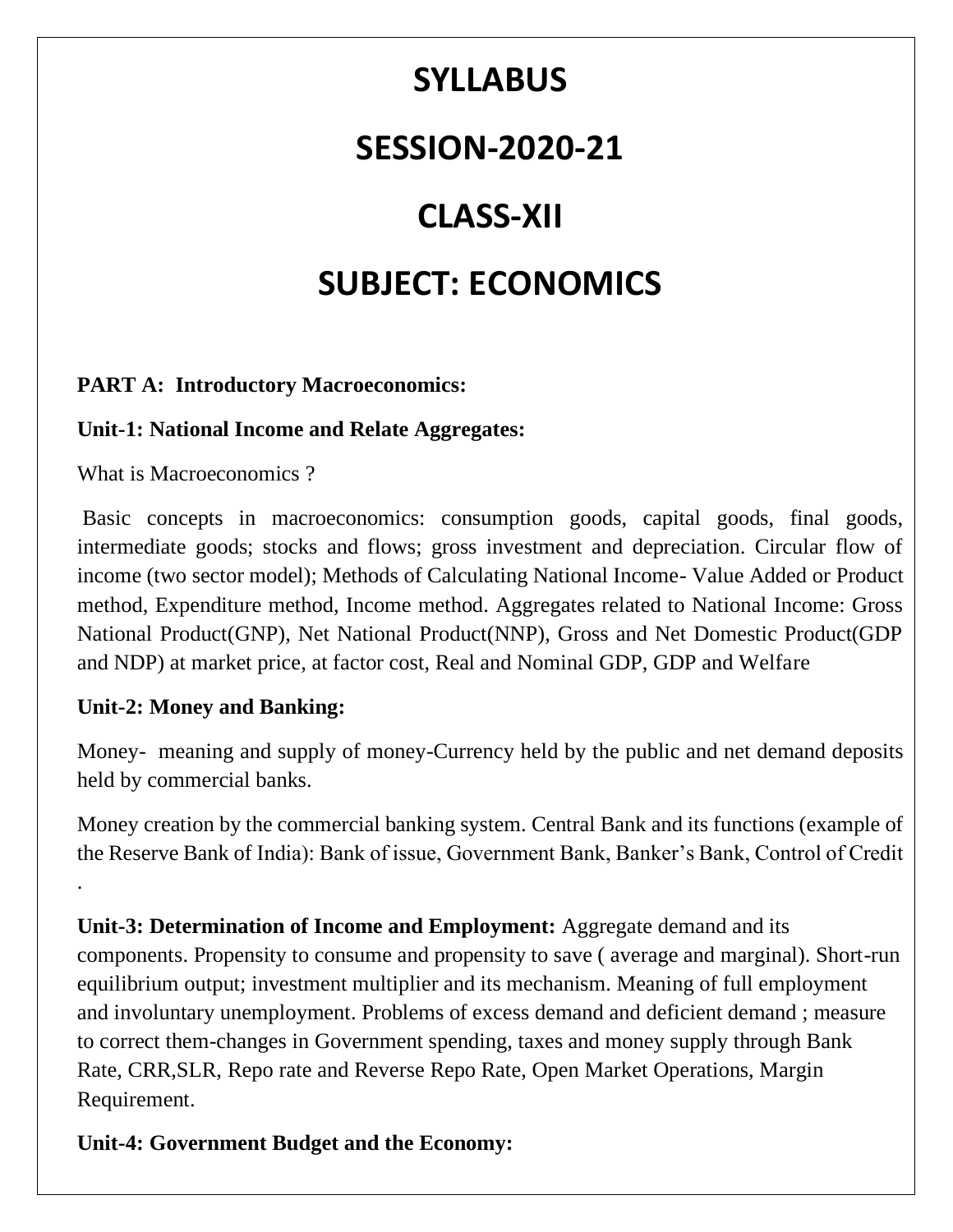# SYLLABUS

# SESSION-2020-21

# CLASS-XII

# SUBJECT: ECONOMICS

**PART A: Introductory Macroeconomics:**

**Unit-1: National Income and Relate Aggregates:**

What is Macroeconomics ?

Basic concepts in macroeconomics: consumption goods, capital goods, final goods, intermediate goods; stocks and flows; gross investment and depreciation. Circular flow of income (two sector model); Methods of Calculating National Income- Value Added or Product method, Expenditure method, Income method. Aggregates related to National Income: Gross National Product(GNP), Net National Product(NNP), Gross and Net Domestic Product(GDP and NDP) at market price, at factor cost, Real and Nominal GDP, GDP and Welfare

**Unit-2: Money and Banking:**

Money- meaning and supply of money-Currency held by the public and net demand deposits held by commercial banks.

Money creation by the commercial banking system. Central Bank and its functions (example of the Reserve Bank of India): Bank of issue, Government Bank, Banker's Bank, Control of Credit .

**Unit-3: Determination of Income and Employment:** Aggregate demand and its components. Propensity to consume and propensity to save ( average and marginal). Short-run equilibrium output; investment multiplier and its mechanism. Meaning of full employment and involuntary unemployment. Problems of excess demand and deficient demand ; measure to correct them-changes in Government spending, taxes and money supply through Bank Rate, CRR,SLR, Repo rate and Reverse Repo Rate, Open Market Operations, Margin Requirement.

**Unit-4: Government Budget and the Economy:**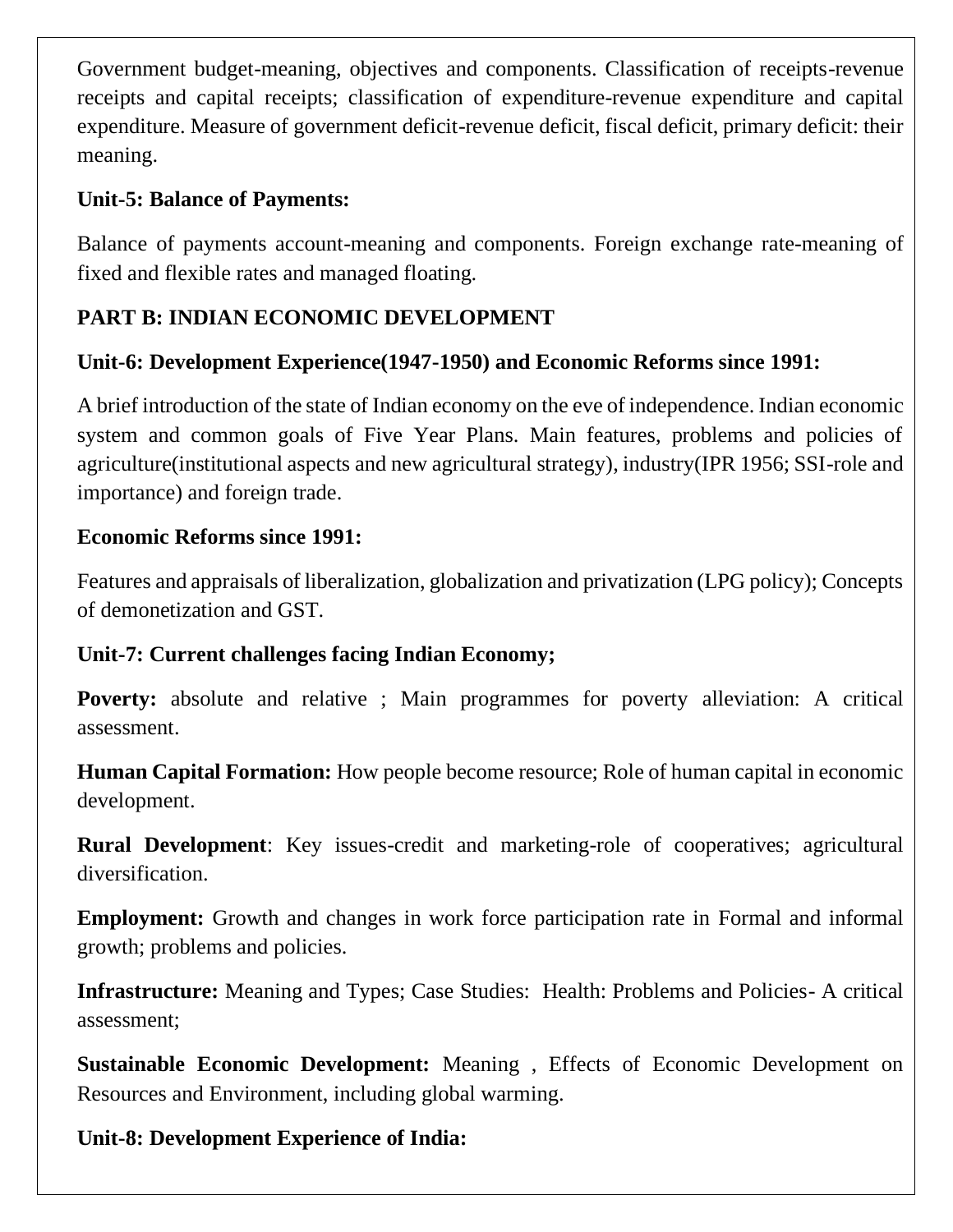Government budget-meaning, objectives and components. Classification of receipts-revenue receipts and capital receipts; classification of expenditure-revenue expenditure and capital expenditure. Measure of government deficit-revenue deficit, fiscal deficit, primary deficit: their meaning.

**Unit-5: Balance of Payments:**

Balance of payments account-meaning and components. Foreign exchange rate-meaning of fixed and flexible rates and managed floating.

**PART B: INDIAN ECONOMIC DEVELOPMENT**

**Unit-6: Development Experience(1947-1950) and Economic Reforms since 1991:**

A brief introduction of the state of Indian economy on the eve of independence. Indian economic system and common goals of Five Year Plans. Main features, problems and policies of agriculture(institutional aspects and new agricultural strategy), industry(IPR 1956; SSI-role and importance) and foreign trade.

**Economic Reforms since 1991:**

Features and appraisals of liberalization, globalization and privatization (LPG policy); Concepts of demonetization and GST.

**Unit-7: Current challenges facing Indian Economy;**

**Poverty:** absolute and relative ; Main programmes for poverty alleviation: A critical assessment.

**Human Capital Formation:** How people become resource; Role of human capital in economic development.

**Rural Development**: Key issues-credit and marketing-role of cooperatives; agricultural diversification.

**Employment:** Growth and changes in work force participation rate in Formal and informal growth; problems and policies.

**Infrastructure:** Meaning and Types; Case Studies: Health: Problems and Policies- A critical assessment;

**Sustainable Economic Development:** Meaning , Effects of Economic Development on Resources and Environment, including global warming.

**Unit-8: Development Experience of India:**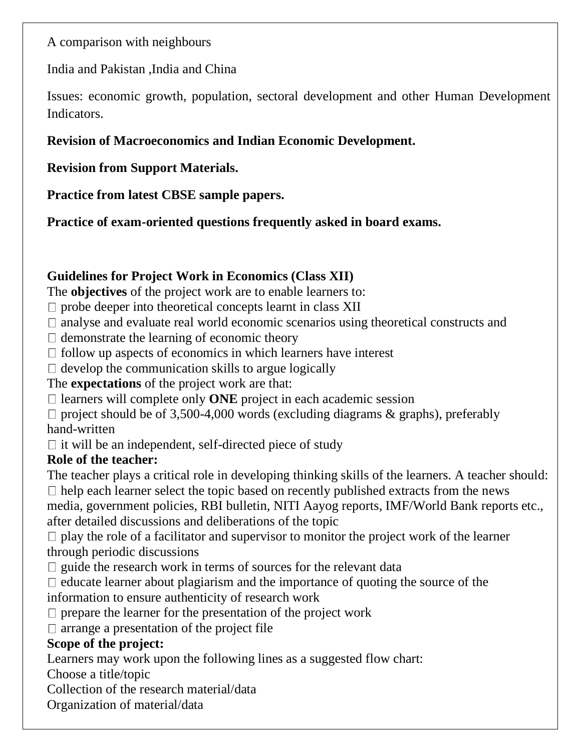A comparison with neighbours

India and Pakistan ,India and China

Issues: economic growth, population, sectoral development and other Human Development Indicators.

**Revision of Macroeconomics and Indian Economic Development.**

**Revision from Support Materials.**

**Practice from latest CBSE sample papers.**

**Practice of exam-oriented questions frequently asked in board exams.**

**Guidelines for Project Work in Economics (Class XII)**

The **objectives** of the project work are to enable learners to:

- probe deeper into theoretical concepts learnt in class XII
- analyse and evaluate real world economic scenarios using theoretical constructs and
- demonstrate the learning of economic theory
- follow up aspects of economics in which learners have interest
- develop the communication skills to argue logically

The **expectations** of the project work are that:

- learners will complete only **ONE** project in each academic session
- project should be of 3,500-4,000 words (excluding diagrams & graphs), preferably hand-written
- it will be an independent, self-directed piece of study

**Role of the teacher:**

The teacher plays a critical role in developing thinking skills of the learners. A teacher should:

- help each learner select the topic based on recently published extracts from the news media, government policies, RBI bulletin, NITI Aayog reports, IMF/World Bank reports etc., after detailed discussions and deliberations of the topic
- play the role of a facilitator and supervisor to monitor the project work of the learner through periodic discussions
- guide the research work in terms of sources for the relevant data
- educate learner about plagiarism and the importance of quoting the source of the information to ensure authenticity of research work
- prepare the learner for the presentation of the project work
- arrange a presentation of the project file

**Scope of the project:**

Learners may work upon the following lines as a suggested flow chart:

Choose a title/topic

Collection of the research material/data

Organization of material/data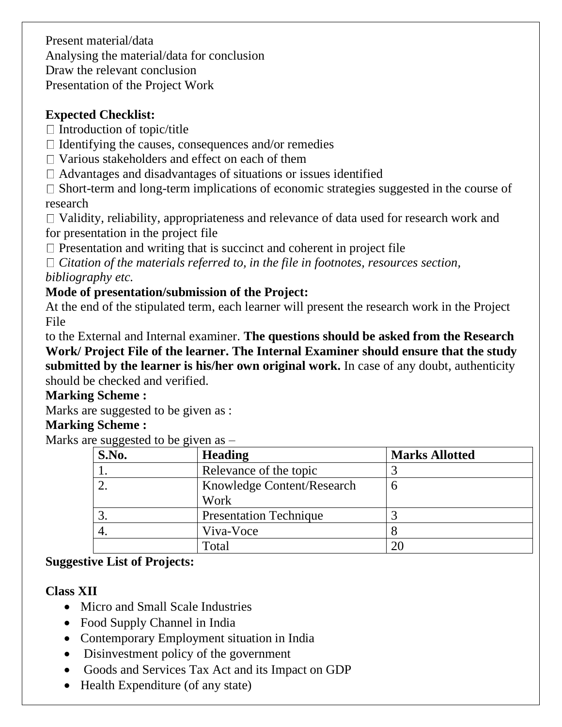Present material/data
Analysing the material/data for conclusion
Draw the relevant conclusion
Presentation of the Project Work

**Expected Checklist:**

- Introduction of topic/title
- Identifying the causes, consequences and/or remedies
- Various stakeholders and effect on each of them
- Advantages and disadvantages of situations or issues identified
- Short-term and long-term implications of economic strategies suggested in the course of research
- Validity, reliability, appropriateness and relevance of data used for research work and for presentation in the project file
- Presentation and writing that is succinct and coherent in project file
- *Citation of the materials referred to, in the file in footnotes, resources section, bibliography etc.*

**Mode of presentation/submission of the Project:**

At the end of the stipulated term, each learner will present the research work in the Project File
to the External and Internal examiner. **The questions should be asked from the Research Work/ Project File of the learner. The Internal Examiner should ensure that the study submitted by the learner is his/her own original work.** In case of any doubt, authenticity should be checked and verified.

**Marking Scheme :**

Marks are suggested to be given as :

**Marking Scheme :**

Marks are suggested to be given as –

| S.No. | Heading | Marks Allotted |
|---|---|---|
| 1. | Relevance of the topic | 3 |
| 2. | Knowledge Content/Research Work | 6 |
| 3. | Presentation Technique | 3 |
| 4. | Viva-Voce | 8 |
| | Total | 20 |

**Suggestive List of Projects:**

**Class XII**

- Micro and Small Scale Industries
- Food Supply Channel in India
- Contemporary Employment situation in India
- Disinvestment policy of the government
- Goods and Services Tax Act and its Impact on GDP
- Health Expenditure (of any state)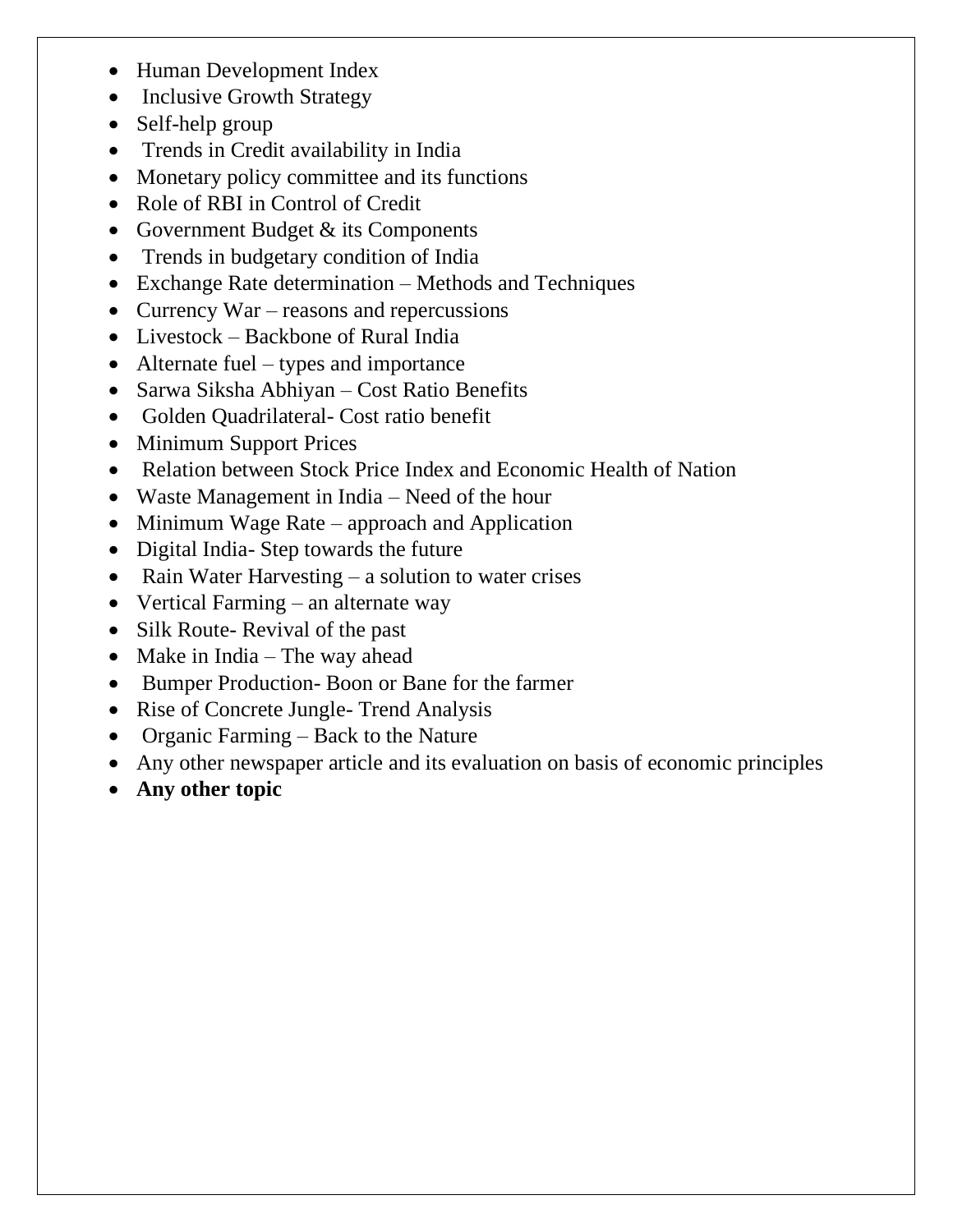- Human Development Index
- Inclusive Growth Strategy
- Self-help group
- Trends in Credit availability in India
- Monetary policy committee and its functions
- Role of RBI in Control of Credit
- Government Budget & its Components
- Trends in budgetary condition of India
- Exchange Rate determination – Methods and Techniques
- Currency War – reasons and repercussions
- Livestock – Backbone of Rural India
- Alternate fuel – types and importance
- Sarwa Siksha Abhiyan – Cost Ratio Benefits
- Golden Quadrilateral- Cost ratio benefit
- Minimum Support Prices
- Relation between Stock Price Index and Economic Health of Nation
- Waste Management in India – Need of the hour
- Minimum Wage Rate – approach and Application
- Digital India- Step towards the future
- Rain Water Harvesting – a solution to water crises
- Vertical Farming – an alternate way
- Silk Route- Revival of the past
- Make in India – The way ahead
- Bumper Production- Boon or Bane for the farmer
- Rise of Concrete Jungle- Trend Analysis
- Organic Farming – Back to the Nature
- Any other newspaper article and its evaluation on basis of economic principles
- **Any other topic**